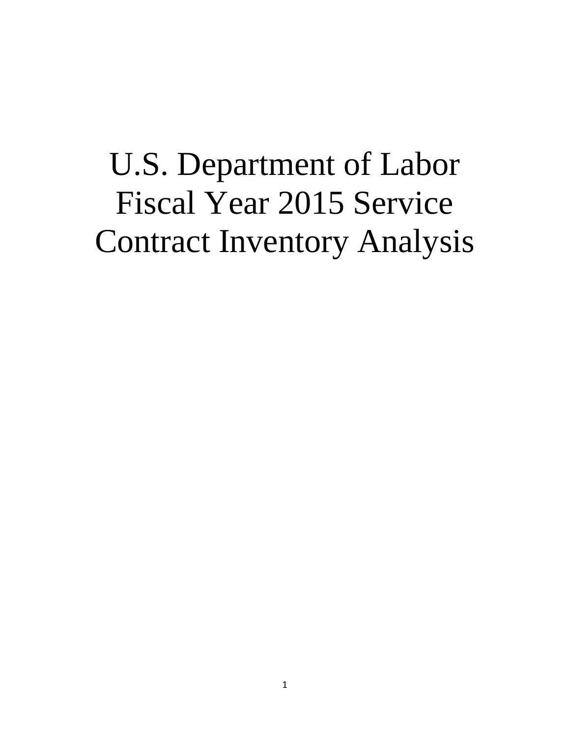# U.S. Department of Labor Fiscal Year 2015 Service Contract Inventory Analysis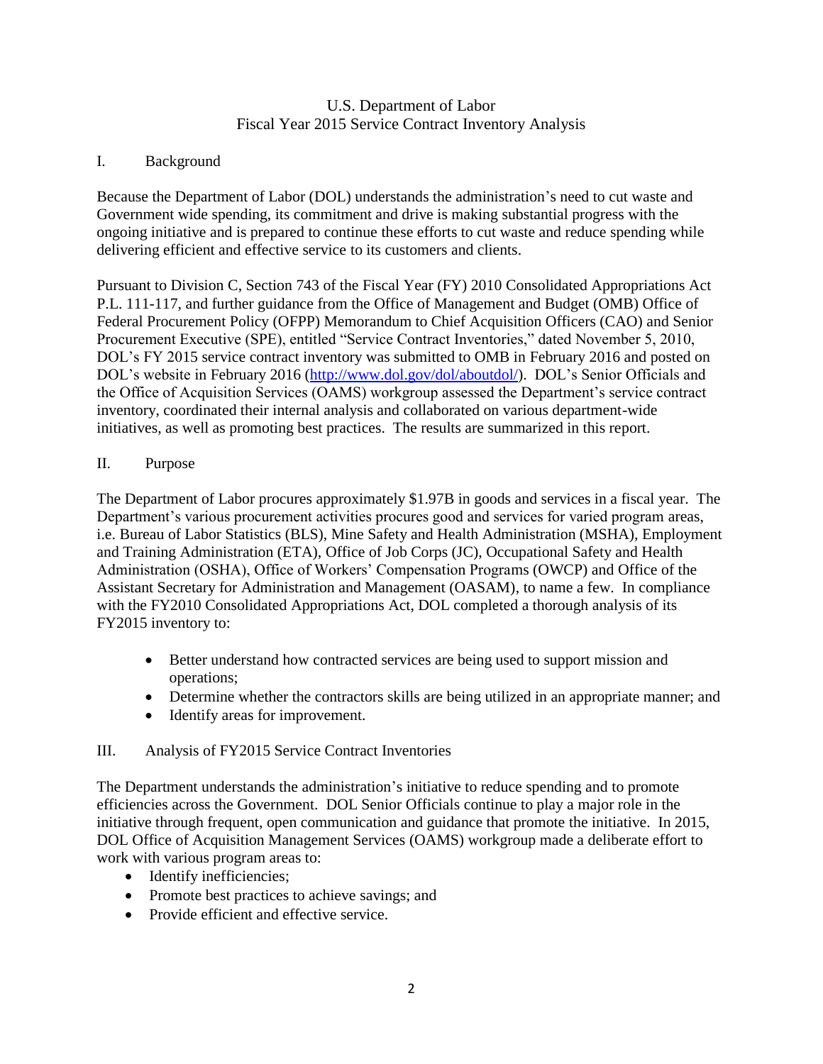U.S. Department of Labor
Fiscal Year 2015 Service Contract Inventory Analysis

## I. Background

Because the Department of Labor (DOL) understands the administration's need to cut waste and Government wide spending, its commitment and drive is making substantial progress with the ongoing initiative and is prepared to continue these efforts to cut waste and reduce spending while delivering efficient and effective service to its customers and clients.

Pursuant to Division C, Section 743 of the Fiscal Year (FY) 2010 Consolidated Appropriations Act P.L. 111-117, and further guidance from the Office of Management and Budget (OMB) Office of Federal Procurement Policy (OFPP) Memorandum to Chief Acquisition Officers (CAO) and Senior Procurement Executive (SPE), entitled "Service Contract Inventories," dated November 5, 2010, DOL's FY 2015 service contract inventory was submitted to OMB in February 2016 and posted on DOL's website in February 2016 (http://www.dol.gov/dol/aboutdol/). DOL's Senior Officials and the Office of Acquisition Services (OAMS) workgroup assessed the Department's service contract inventory, coordinated their internal analysis and collaborated on various department-wide initiatives, as well as promoting best practices. The results are summarized in this report.

## II. Purpose

The Department of Labor procures approximately $1.97B in goods and services in a fiscal year. The Department's various procurement activities procures good and services for varied program areas, i.e. Bureau of Labor Statistics (BLS), Mine Safety and Health Administration (MSHA), Employment and Training Administration (ETA), Office of Job Corps (JC), Occupational Safety and Health Administration (OSHA), Office of Workers' Compensation Programs (OWCP) and Office of the Assistant Secretary for Administration and Management (OASAM), to name a few. In compliance with the FY2010 Consolidated Appropriations Act, DOL completed a thorough analysis of its FY2015 inventory to:

- Better understand how contracted services are being used to support mission and operations;
- Determine whether the contractors skills are being utilized in an appropriate manner; and
- Identify areas for improvement.

## III. Analysis of FY2015 Service Contract Inventories

The Department understands the administration's initiative to reduce spending and to promote efficiencies across the Government. DOL Senior Officials continue to play a major role in the initiative through frequent, open communication and guidance that promote the initiative. In 2015, DOL Office of Acquisition Management Services (OAMS) workgroup made a deliberate effort to work with various program areas to:

- Identify inefficiencies;
- Promote best practices to achieve savings; and
- Provide efficient and effective service.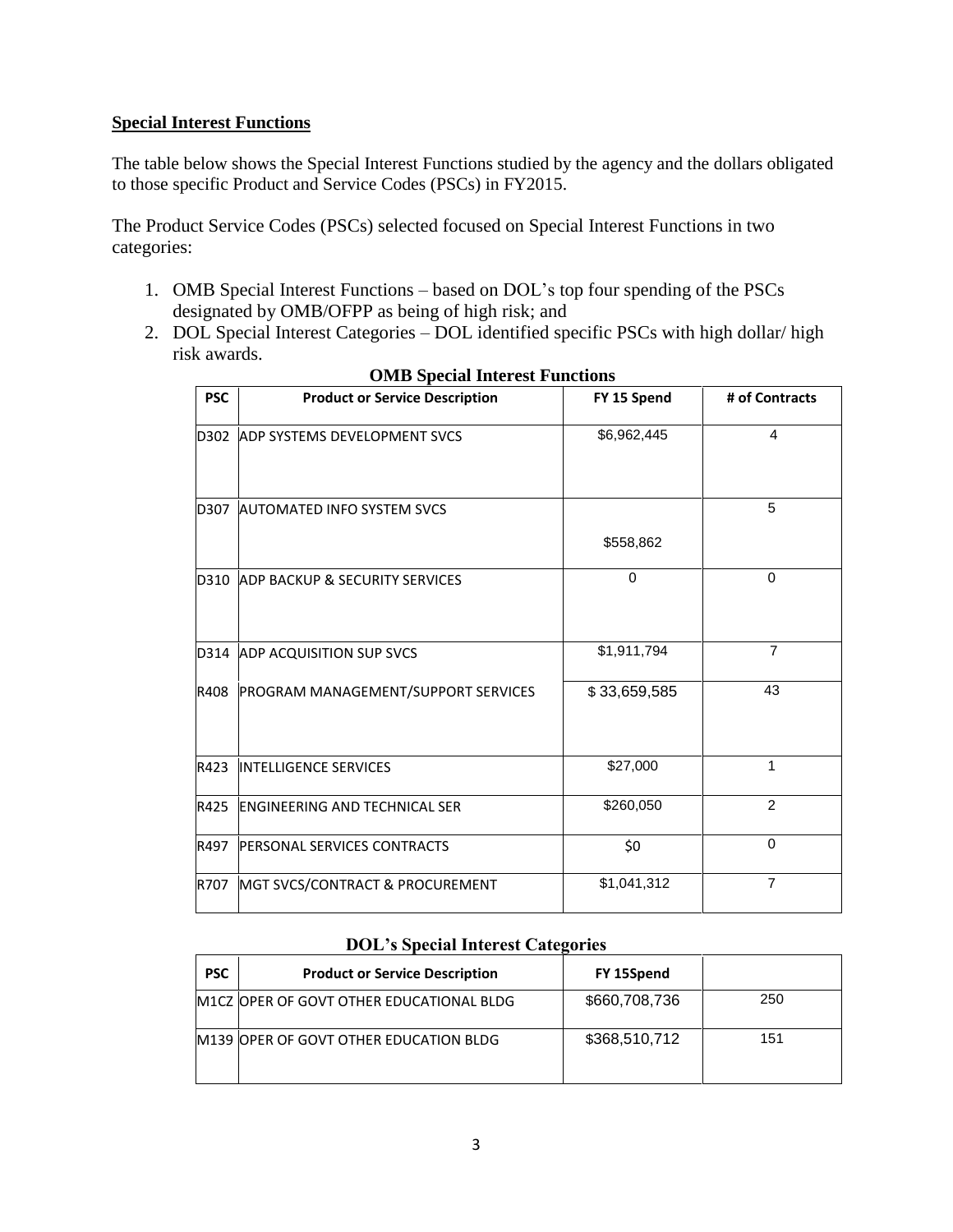**Special Interest Functions**

The table below shows the Special Interest Functions studied by the agency and the dollars obligated to those specific Product and Service Codes (PSCs) in FY2015.

The Product Service Codes (PSCs) selected focused on Special Interest Functions in two categories:

1. OMB Special Interest Functions – based on DOL's top four spending of the PSCs designated by OMB/OFPP as being of high risk; and
2. DOL Special Interest Categories – DOL identified specific PSCs with high dollar/ high risk awards.

**OMB Special Interest Functions**

| PSC | Product or Service Description | FY 15 Spend | # of Contracts |
|---|---|---|---|
| D302 | ADP SYSTEMS DEVELOPMENT SVCS | $6,962,445 | 4 |
| D307 | AUTOMATED INFO SYSTEM SVCS | $558,862 | 5 |
| D310 | ADP BACKUP & SECURITY SERVICES | 0 | 0 |
| D314 | ADP ACQUISITION SUP SVCS | $1,911,794 | 7 |
| R408 | PROGRAM MANAGEMENT/SUPPORT SERVICES | $ 33,659,585 | 43 |
| R423 | INTELLIGENCE SERVICES | $27,000 | 1 |
| R425 | ENGINEERING AND TECHNICAL SER | $260,050 | 2 |
| R497 | PERSONAL SERVICES CONTRACTS | $0 | 0 |
| R707 | MGT SVCS/CONTRACT & PROCUREMENT | $1,041,312 | 7 |

**DOL's Special Interest Categories**

| PSC | Product or Service Description | FY 15Spend | |
|---|---|---|---|
| M1CZ | OPER OF GOVT OTHER EDUCATIONAL BLDG | $660,708,736 | 250 |
| M139 | OPER OF GOVT OTHER EDUCATION BLDG | $368,510,712 | 151 |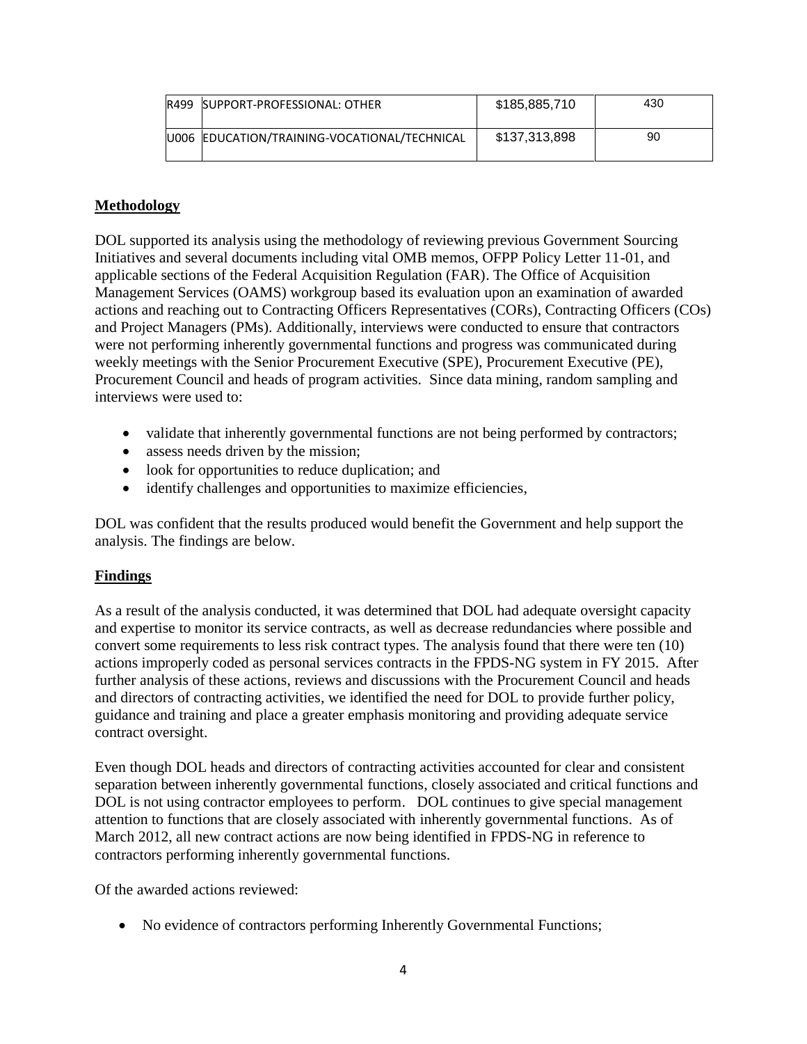| R499 | SUPPORT-PROFESSIONAL: OTHER | $185,885,710 | 430 |
|---|---|---|---|
| U006 | EDUCATION/TRAINING-VOCATIONAL/TECHNICAL | $137,313,898 | 90 |

**Methodology**

DOL supported its analysis using the methodology of reviewing previous Government Sourcing Initiatives and several documents including vital OMB memos, OFPP Policy Letter 11-01, and applicable sections of the Federal Acquisition Regulation (FAR). The Office of Acquisition Management Services (OAMS) workgroup based its evaluation upon an examination of awarded actions and reaching out to Contracting Officers Representatives (CORs), Contracting Officers (COs) and Project Managers (PMs). Additionally, interviews were conducted to ensure that contractors were not performing inherently governmental functions and progress was communicated during weekly meetings with the Senior Procurement Executive (SPE), Procurement Executive (PE), Procurement Council and heads of program activities. Since data mining, random sampling and interviews were used to:

- validate that inherently governmental functions are not being performed by contractors;
- assess needs driven by the mission;
- look for opportunities to reduce duplication; and
- identify challenges and opportunities to maximize efficiencies,

DOL was confident that the results produced would benefit the Government and help support the analysis. The findings are below.

**Findings**

As a result of the analysis conducted, it was determined that DOL had adequate oversight capacity and expertise to monitor its service contracts, as well as decrease redundancies where possible and convert some requirements to less risk contract types. The analysis found that there were ten (10) actions improperly coded as personal services contracts in the FPDS-NG system in FY 2015. After further analysis of these actions, reviews and discussions with the Procurement Council and heads and directors of contracting activities, we identified the need for DOL to provide further policy, guidance and training and place a greater emphasis monitoring and providing adequate service contract oversight.

Even though DOL heads and directors of contracting activities accounted for clear and consistent separation between inherently governmental functions, closely associated and critical functions and DOL is not using contractor employees to perform. DOL continues to give special management attention to functions that are closely associated with inherently governmental functions. As of March 2012, all new contract actions are now being identified in FPDS-NG in reference to contractors performing inherently governmental functions.

Of the awarded actions reviewed:

- No evidence of contractors performing Inherently Governmental Functions;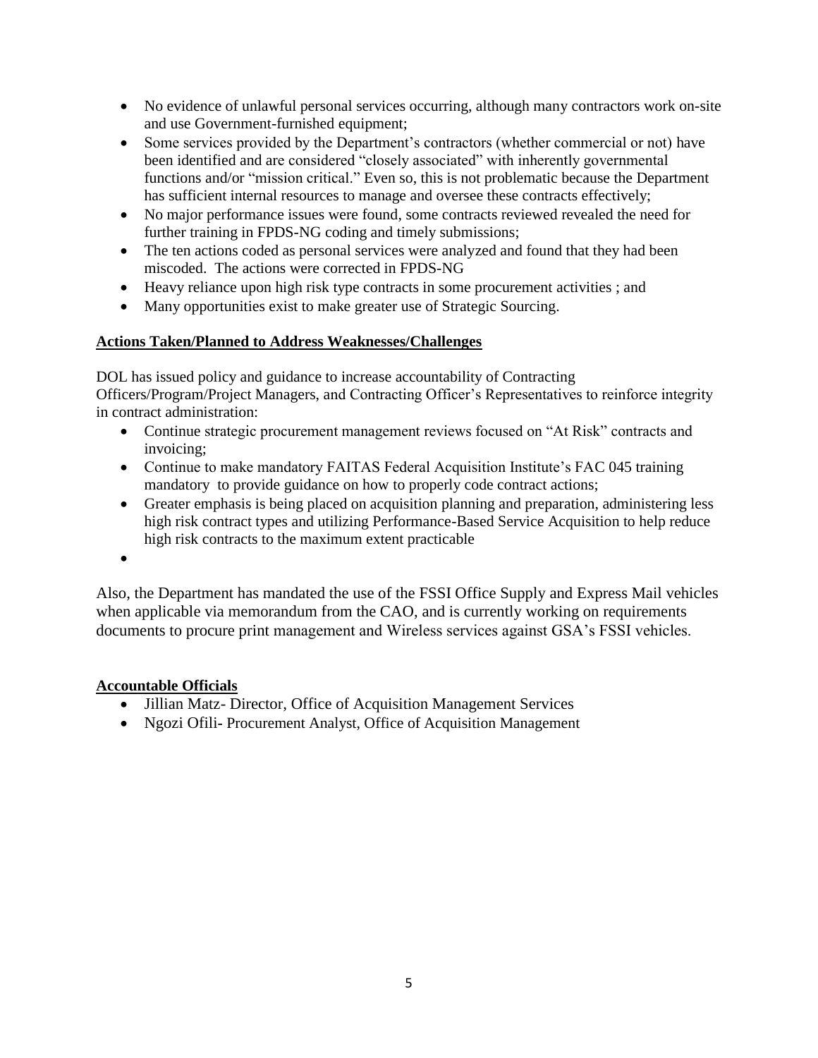- No evidence of unlawful personal services occurring, although many contractors work on-site and use Government-furnished equipment;
- Some services provided by the Department's contractors (whether commercial or not) have been identified and are considered "closely associated" with inherently governmental functions and/or "mission critical." Even so, this is not problematic because the Department has sufficient internal resources to manage and oversee these contracts effectively;
- No major performance issues were found, some contracts reviewed revealed the need for further training in FPDS-NG coding and timely submissions;
- The ten actions coded as personal services were analyzed and found that they had been miscoded. The actions were corrected in FPDS-NG
- Heavy reliance upon high risk type contracts in some procurement activities ; and
- Many opportunities exist to make greater use of Strategic Sourcing.

**Actions Taken/Planned to Address Weaknesses/Challenges**

DOL has issued policy and guidance to increase accountability of Contracting Officers/Program/Project Managers, and Contracting Officer's Representatives to reinforce integrity in contract administration:

- Continue strategic procurement management reviews focused on "At Risk" contracts and invoicing;
- Continue to make mandatory FAITAS Federal Acquisition Institute's FAC 045 training mandatory to provide guidance on how to properly code contract actions;
- Greater emphasis is being placed on acquisition planning and preparation, administering less high risk contract types and utilizing Performance-Based Service Acquisition to help reduce high risk contracts to the maximum extent practicable
-

Also, the Department has mandated the use of the FSSI Office Supply and Express Mail vehicles when applicable via memorandum from the CAO, and is currently working on requirements documents to procure print management and Wireless services against GSA's FSSI vehicles.

**Accountable Officials**

- Jillian Matz- Director, Office of Acquisition Management Services
- Ngozi Ofili- Procurement Analyst, Office of Acquisition Management